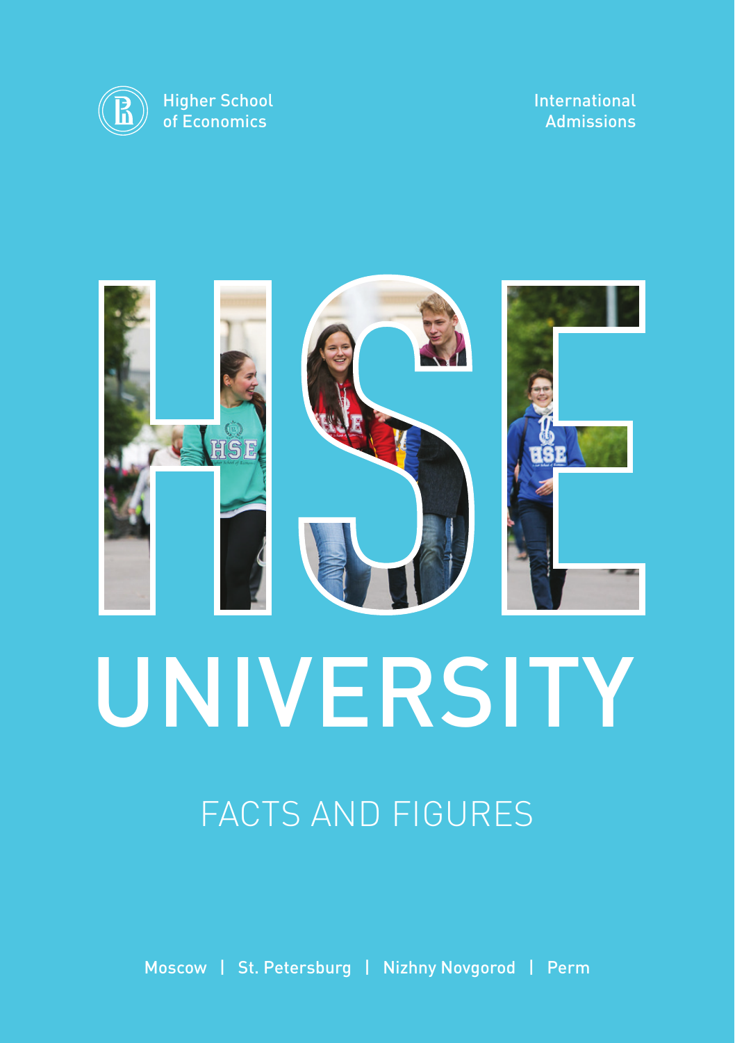Higher School of Economics

International Admissions

# HSE UNIVERSITY

## FACTS AND FIGURES

Moscow | St. Petersburg | Nizhny Novgorod | Perm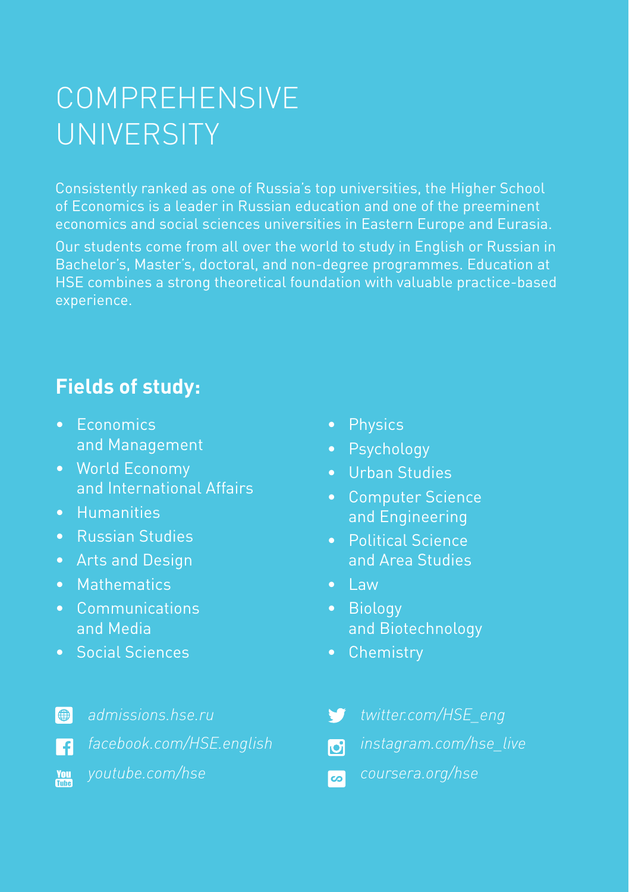# COMPREHENSIVE UNIVERSITY

Consistently ranked as one of Russia's top universities, the Higher School of Economics is a leader in Russian education and one of the preeminent economics and social sciences universities in Eastern Europe and Eurasia.

Our students come from all over the world to study in English or Russian in Bachelor's, Master's, doctoral, and non-degree programmes. Education at HSE combines a strong theoretical foundation with valuable practice-based experience.

## Fields of study:

- Economics and Management
- World Economy and International Affairs
- Humanities
- Russian Studies
- Arts and Design
- Mathematics
- Communications and Media
- Social Sciences
- Physics
- Psychology
- Urban Studies
- Computer Science and Engineering
- Political Science and Area Studies
- Law
- Biology and Biotechnology
- Chemistry

*admissions.hse.ru*

*facebook.com/HSE.english*

*youtube.com/hse*

*twitter.com/HSE_eng*

*instagram.com/hse_live*

*coursera.org/hse*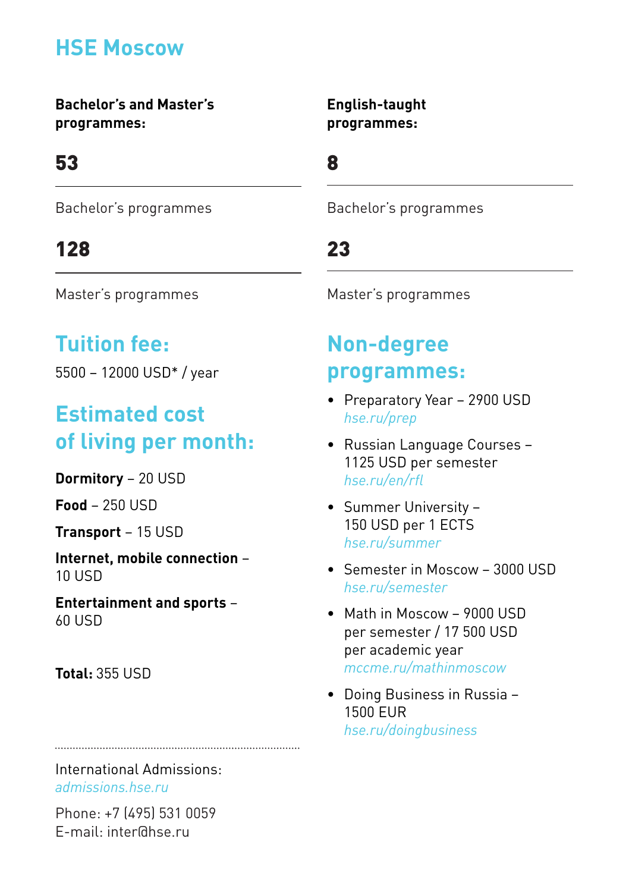# HSE Moscow

**Bachelor's and Master's programmes:**

**53**

Bachelor's programmes

**128**

Master's programmes

**English-taught programmes:**

**8**

Bachelor's programmes

**23**

Master's programmes

## Tuition fee:

5500 – 12000 USD* / year

## Estimated cost of living per month:

**Dormitory** – 20 USD

**Food** – 250 USD

**Transport** – 15 USD

**Internet, mobile connection** – 10 USD

**Entertainment and sports** – 60 USD

**Total:** 355 USD

## Non-degree programmes:

- Preparatory Year – 2900 USD
  *hse.ru/prep*
- Russian Language Courses – 1125 USD per semester
  *hse.ru/en/rfl*
- Summer University – 150 USD per 1 ECTS
  *hse.ru/summer*
- Semester in Moscow – 3000 USD
  *hse.ru/semester*
- Math in Moscow – 9000 USD per semester / 17 500 USD per academic year
  *mccme.ru/mathinmoscow*
- Doing Business in Russia – 1500 EUR
  *hse.ru/doingbusiness*

International Admissions:
*admissions.hse.ru*

Phone: +7 (495) 531 0059
E-mail: inter@hse.ru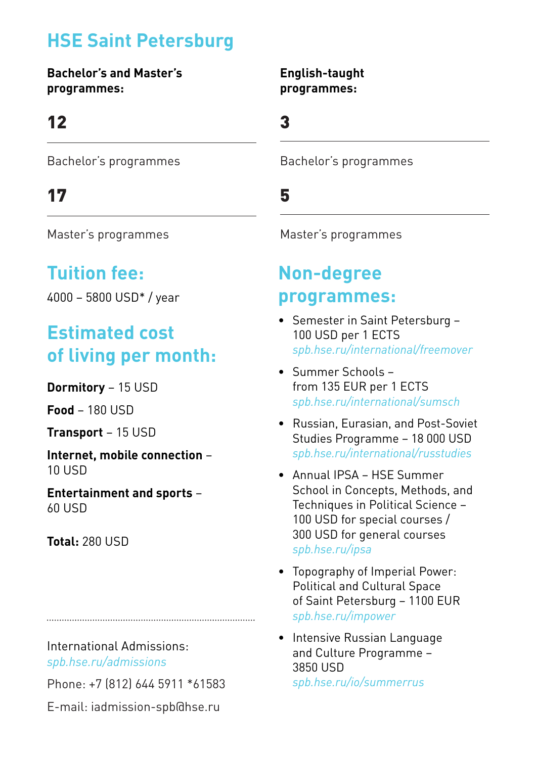# HSE Saint Petersburg

**Bachelor's and Master's programmes:**

## 12

Bachelor's programmes

## 17

Master's programmes

**English-taught programmes:**

## 3

Bachelor's programmes

## 5

Master's programmes

## Tuition fee:

4000 – 5800 USD* / year

## Estimated cost of living per month:

**Dormitory** – 15 USD

**Food** – 180 USD

**Transport** – 15 USD

**Internet, mobile connection** – 10 USD

**Entertainment and sports** – 60 USD

**Total:** 280 USD

International Admissions: *spb.hse.ru/admissions*

Phone: +7 (812) 644 5911 *61583

E-mail: iadmission-spb@hse.ru

## Non-degree programmes:

- Semester in Saint Petersburg – 100 USD per 1 ECTS
  *spb.hse.ru/international/freemover*
- Summer Schools – from 135 EUR per 1 ECTS
  *spb.hse.ru/international/sumsch*
- Russian, Eurasian, and Post-Soviet Studies Programme – 18 000 USD
  *spb.hse.ru/international/russtudies*
- Annual IPSA – HSE Summer School in Concepts, Methods, and Techniques in Political Science – 100 USD for special courses / 300 USD for general courses
  *spb.hse.ru/ipsa*
- Topography of Imperial Power: Political and Cultural Space of Saint Petersburg – 1100 EUR
  *spb.hse.ru/impower*
- Intensive Russian Language and Culture Programme – 3850 USD
  *spb.hse.ru/io/summerrus*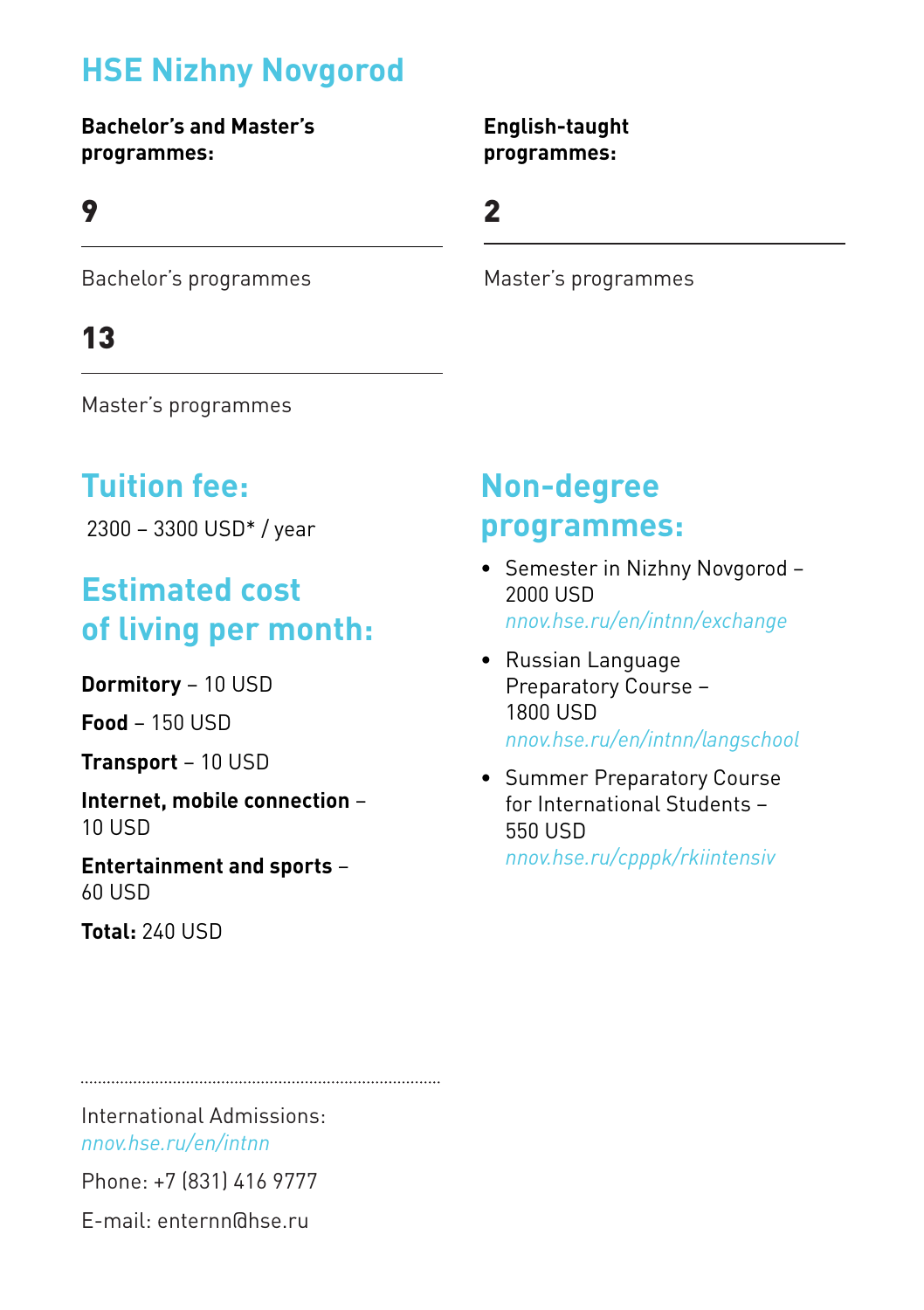# HSE Nizhny Novgorod

**Bachelor's and Master's programmes:**

**9**

Bachelor's programmes

**13**

Master's programmes

**English-taught programmes:**

**2**

Master's programmes

## Tuition fee:

2300 – 3300 USD* / year

## Estimated cost of living per month:

**Dormitory** – 10 USD

**Food** – 150 USD

**Transport** – 10 USD

**Internet, mobile connection** – 10 USD

**Entertainment and sports** – 60 USD

**Total:** 240 USD

## Non-degree programmes:

- Semester in Nizhny Novgorod – 2000 USD
  *nnov.hse.ru/en/intnn/exchange*
- Russian Language Preparatory Course – 1800 USD
  *nnov.hse.ru/en/intnn/langschool*
- Summer Preparatory Course for International Students – 550 USD
  *nnov.hse.ru/cpppk/rkiintensiv*

International Admissions:
*nnov.hse.ru/en/intnn*

Phone: +7 (831) 416 9777

E-mail: enternn@hse.ru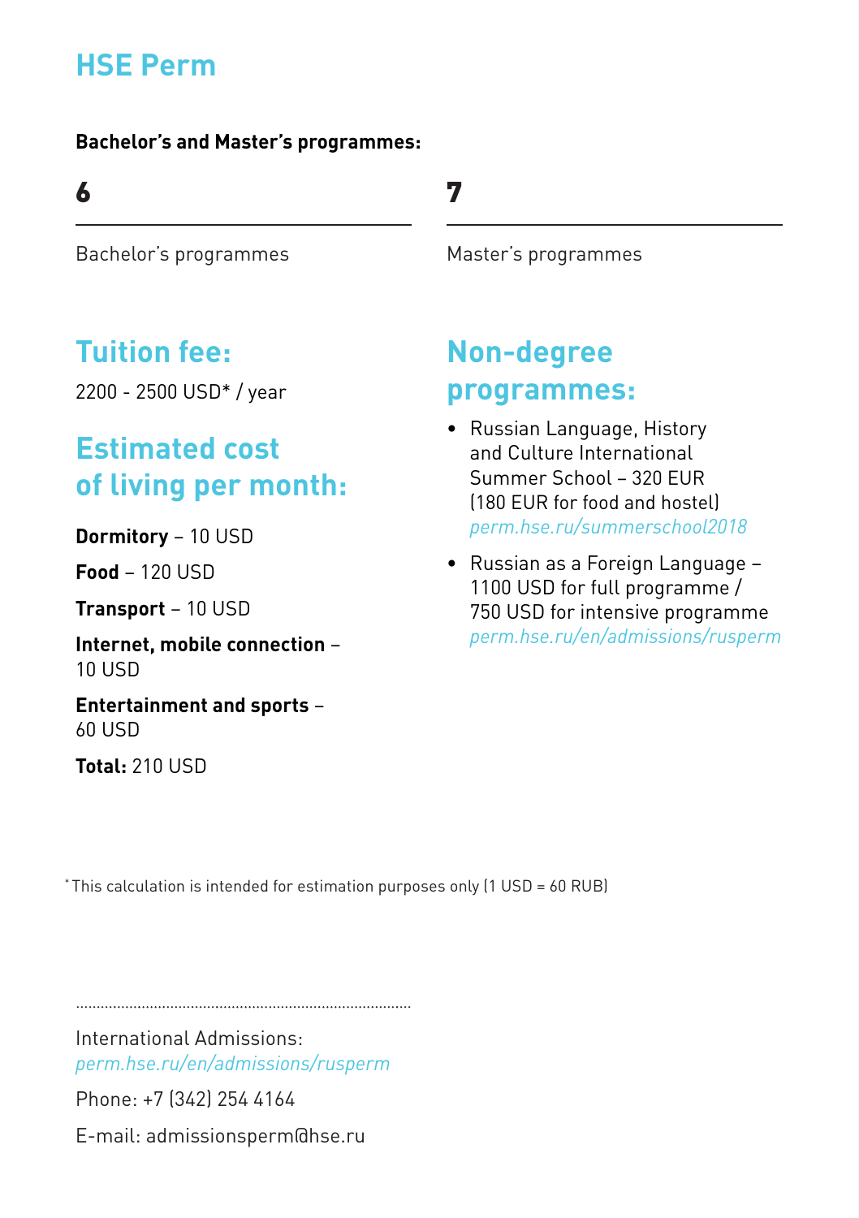# HSE Perm

**Bachelor's and Master's programmes:**

**6**

Bachelor's programmes

**7**

Master's programmes

## Tuition fee:

2200 - 2500 USD* / year

## Estimated cost of living per month:

**Dormitory** – 10 USD

**Food** – 120 USD

**Transport** – 10 USD

**Internet, mobile connection** – 10 USD

**Entertainment and sports** – 60 USD

**Total:** 210 USD

## Non-degree programmes:

- Russian Language, History and Culture International Summer School – 320 EUR (180 EUR for food and hostel) *perm.hse.ru/summerschool2018*
- Russian as a Foreign Language – 1100 USD for full programme / 750 USD for intensive programme *perm.hse.ru/en/admissions/rusperm*

*This calculation is intended for estimation purposes only (1 USD = 60 RUB)

International Admissions: *perm.hse.ru/en/admissions/rusperm*

Phone: +7 (342) 254 4164

E-mail: admissionsperm@hse.ru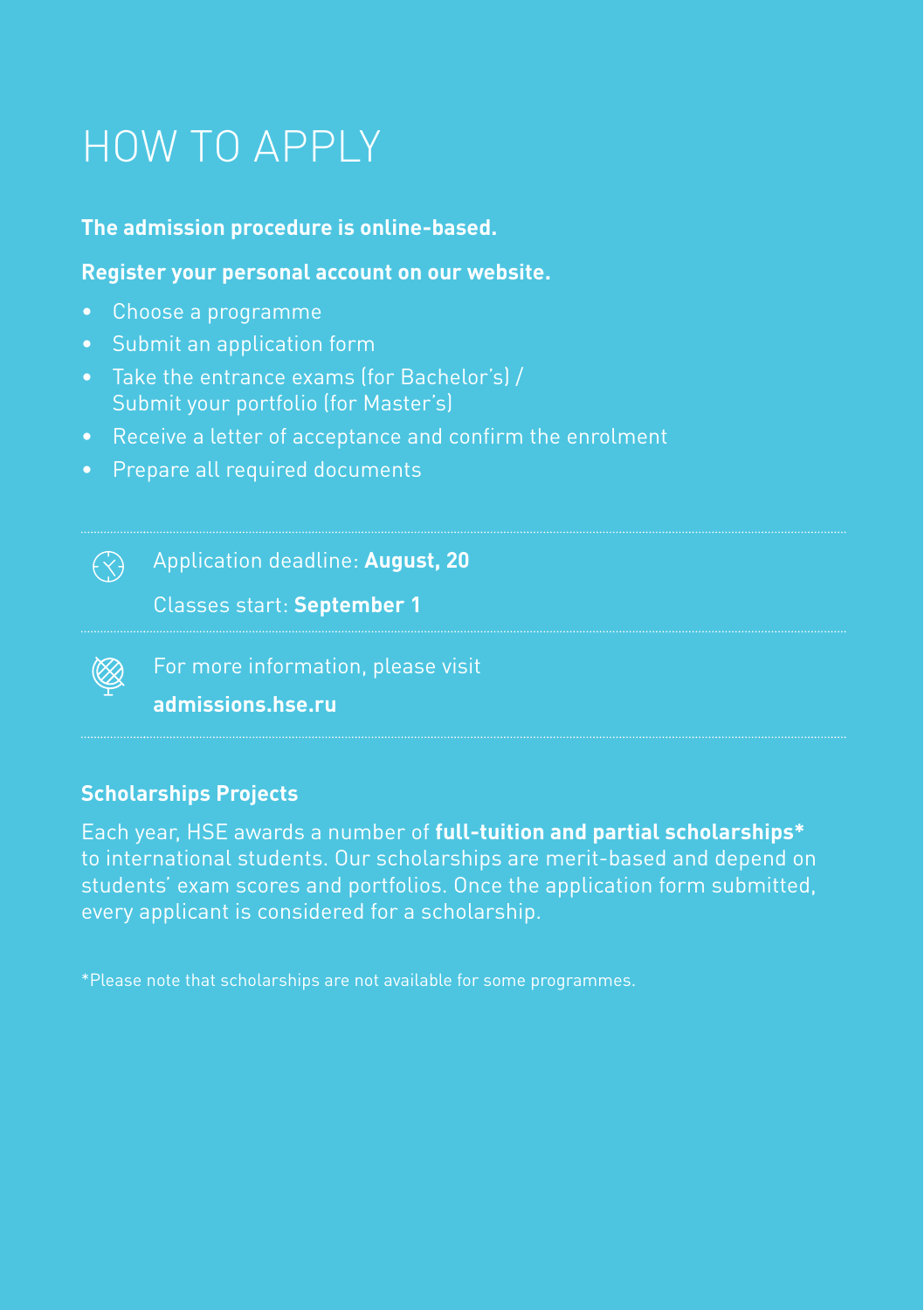# HOW TO APPLY

**The admission procedure is online-based.**

**Register your personal account on our website.**

- Choose a programme
- Submit an application form
- Take the entrance exams (for Bachelor's) / Submit your portfolio (for Master's)
- Receive a letter of acceptance and confirm the enrolment
- Prepare all required documents

---

Application deadline: **August, 20**

Classes start: **September 1**

---

For more information, please visit

**admissions.hse.ru**

---

**Scholarships Projects**

Each year, HSE awards a number of **full-tuition and partial scholarships*** to international students. Our scholarships are merit-based and depend on students' exam scores and portfolios. Once the application form submitted, every applicant is considered for a scholarship.

*Please note that scholarships are not available for some programmes.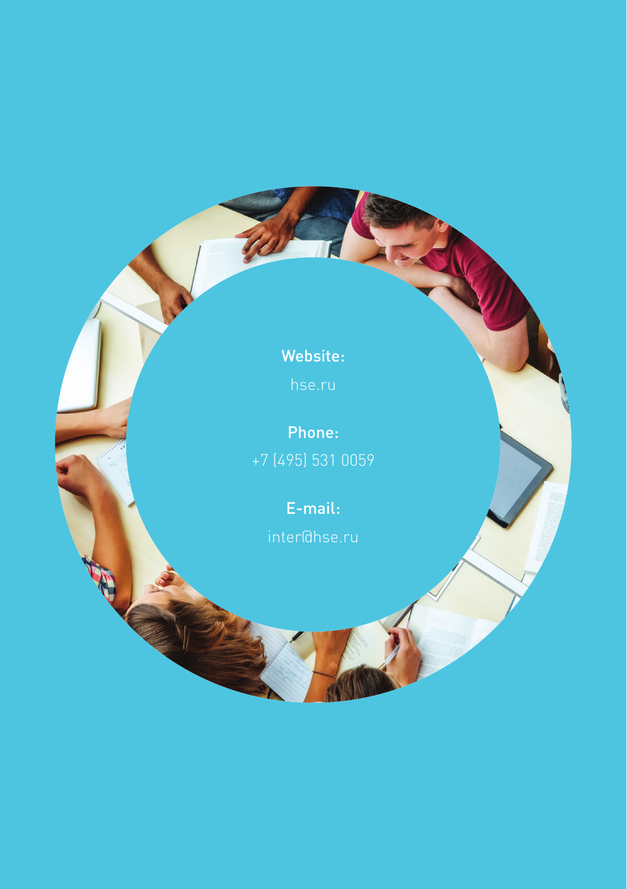**Website:**

hse.ru

**Phone:**

+7 (495) 531 0059

**E-mail:**

inter@hse.ru